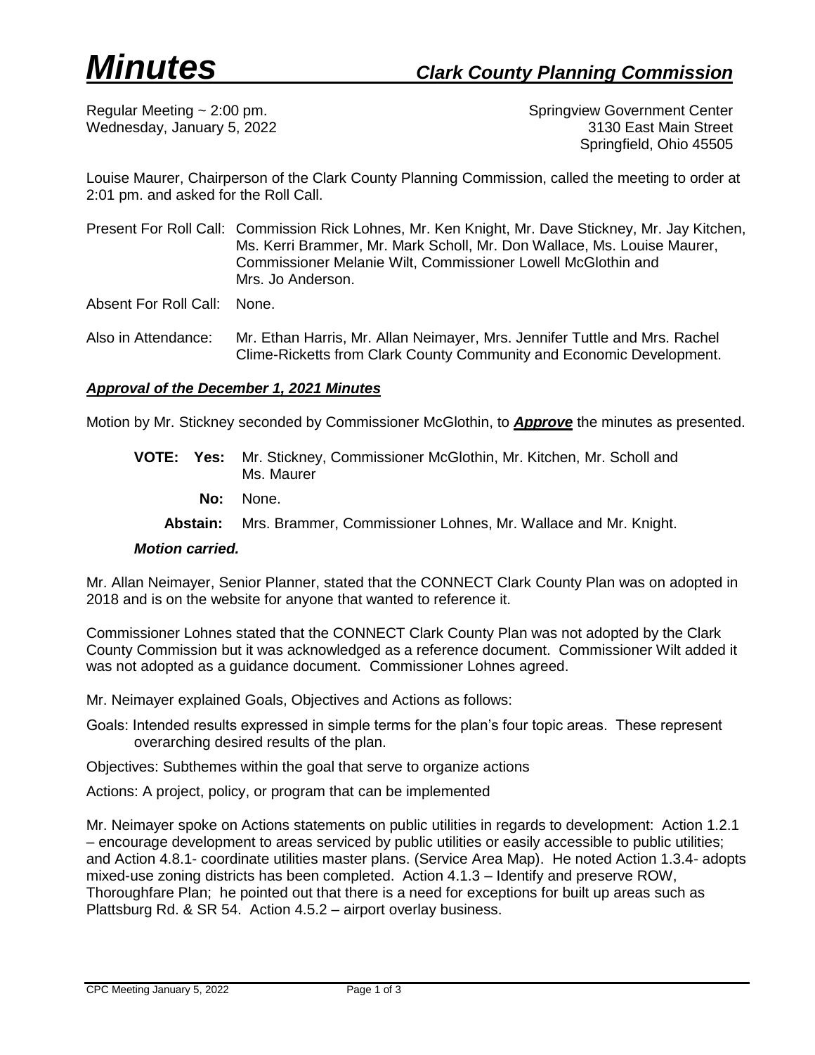# *Minutes* *Clark County Planning Commission*

Regular Meeting ~ 2:00 pm.
Wednesday, January 5, 2022

Springview Government Center
3130 East Main Street
Springfield, Ohio 45505

Louise Maurer, Chairperson of the Clark County Planning Commission, called the meeting to order at 2:01 pm. and asked for the Roll Call.

Present For Roll Call: Commission Rick Lohnes, Mr. Ken Knight, Mr. Dave Stickney, Mr. Jay Kitchen, Ms. Kerri Brammer, Mr. Mark Scholl, Mr. Don Wallace, Ms. Louise Maurer, Commissioner Melanie Wilt, Commissioner Lowell McGlothin and Mrs. Jo Anderson.

Absent For Roll Call: None.

Also in Attendance: Mr. Ethan Harris, Mr. Allan Neimayer, Mrs. Jennifer Tuttle and Mrs. Rachel Clime-Ricketts from Clark County Community and Economic Development.

## ***Approval of the December 1, 2021 Minutes***

Motion by Mr. Stickney seconded by Commissioner McGlothin, to ***Approve*** the minutes as presented.

**VOTE: Yes:** Mr. Stickney, Commissioner McGlothin, Mr. Kitchen, Mr. Scholl and Ms. Maurer

**No:** None.

**Abstain:** Mrs. Brammer, Commissioner Lohnes, Mr. Wallace and Mr. Knight.

***Motion carried.***

Mr. Allan Neimayer, Senior Planner, stated that the CONNECT Clark County Plan was on adopted in 2018 and is on the website for anyone that wanted to reference it.

Commissioner Lohnes stated that the CONNECT Clark County Plan was not adopted by the Clark County Commission but it was acknowledged as a reference document. Commissioner Wilt added it was not adopted as a guidance document. Commissioner Lohnes agreed.

Mr. Neimayer explained Goals, Objectives and Actions as follows:

Goals: Intended results expressed in simple terms for the plan's four topic areas. These represent overarching desired results of the plan.

Objectives: Subthemes within the goal that serve to organize actions

Actions: A project, policy, or program that can be implemented

Mr. Neimayer spoke on Actions statements on public utilities in regards to development: Action 1.2.1 – encourage development to areas serviced by public utilities or easily accessible to public utilities; and Action 4.8.1- coordinate utilities master plans. (Service Area Map). He noted Action 1.3.4- adopts mixed-use zoning districts has been completed. Action 4.1.3 – Identify and preserve ROW, Thoroughfare Plan; he pointed out that there is a need for exceptions for built up areas such as Plattsburg Rd. & SR 54. Action 4.5.2 – airport overlay business.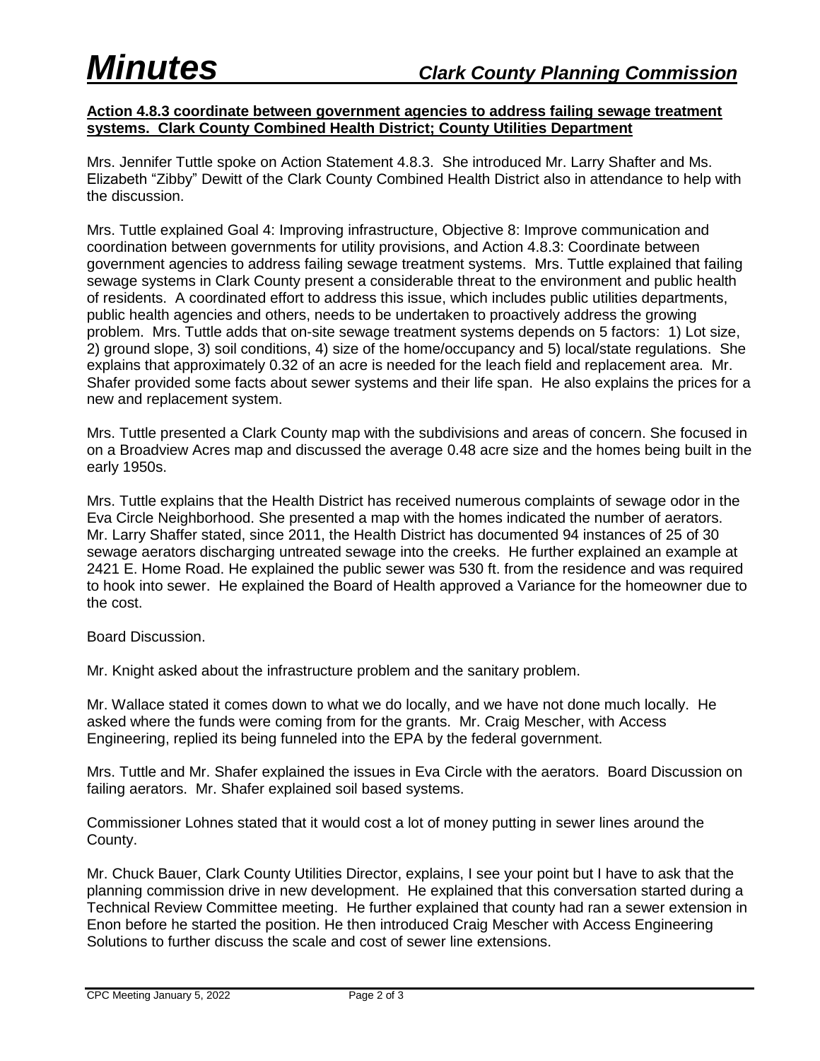**Action 4.8.3 coordinate between government agencies to address failing sewage treatment systems. Clark County Combined Health District; County Utilities Department**

Mrs. Jennifer Tuttle spoke on Action Statement 4.8.3. She introduced Mr. Larry Shafter and Ms. Elizabeth "Zibby" Dewitt of the Clark County Combined Health District also in attendance to help with the discussion.

Mrs. Tuttle explained Goal 4: Improving infrastructure, Objective 8: Improve communication and coordination between governments for utility provisions, and Action 4.8.3: Coordinate between government agencies to address failing sewage treatment systems. Mrs. Tuttle explained that failing sewage systems in Clark County present a considerable threat to the environment and public health of residents. A coordinated effort to address this issue, which includes public utilities departments, public health agencies and others, needs to be undertaken to proactively address the growing problem. Mrs. Tuttle adds that on-site sewage treatment systems depends on 5 factors: 1) Lot size, 2) ground slope, 3) soil conditions, 4) size of the home/occupancy and 5) local/state regulations. She explains that approximately 0.32 of an acre is needed for the leach field and replacement area. Mr. Shafer provided some facts about sewer systems and their life span. He also explains the prices for a new and replacement system.

Mrs. Tuttle presented a Clark County map with the subdivisions and areas of concern. She focused in on a Broadview Acres map and discussed the average 0.48 acre size and the homes being built in the early 1950s.

Mrs. Tuttle explains that the Health District has received numerous complaints of sewage odor in the Eva Circle Neighborhood. She presented a map with the homes indicated the number of aerators. Mr. Larry Shaffer stated, since 2011, the Health District has documented 94 instances of 25 of 30 sewage aerators discharging untreated sewage into the creeks. He further explained an example at 2421 E. Home Road. He explained the public sewer was 530 ft. from the residence and was required to hook into sewer. He explained the Board of Health approved a Variance for the homeowner due to the cost.

Board Discussion.

Mr. Knight asked about the infrastructure problem and the sanitary problem.

Mr. Wallace stated it comes down to what we do locally, and we have not done much locally. He asked where the funds were coming from for the grants. Mr. Craig Mescher, with Access Engineering, replied its being funneled into the EPA by the federal government.

Mrs. Tuttle and Mr. Shafer explained the issues in Eva Circle with the aerators. Board Discussion on failing aerators. Mr. Shafer explained soil based systems.

Commissioner Lohnes stated that it would cost a lot of money putting in sewer lines around the County.

Mr. Chuck Bauer, Clark County Utilities Director, explains, I see your point but I have to ask that the planning commission drive in new development. He explained that this conversation started during a Technical Review Committee meeting. He further explained that county had ran a sewer extension in Enon before he started the position. He then introduced Craig Mescher with Access Engineering Solutions to further discuss the scale and cost of sewer line extensions.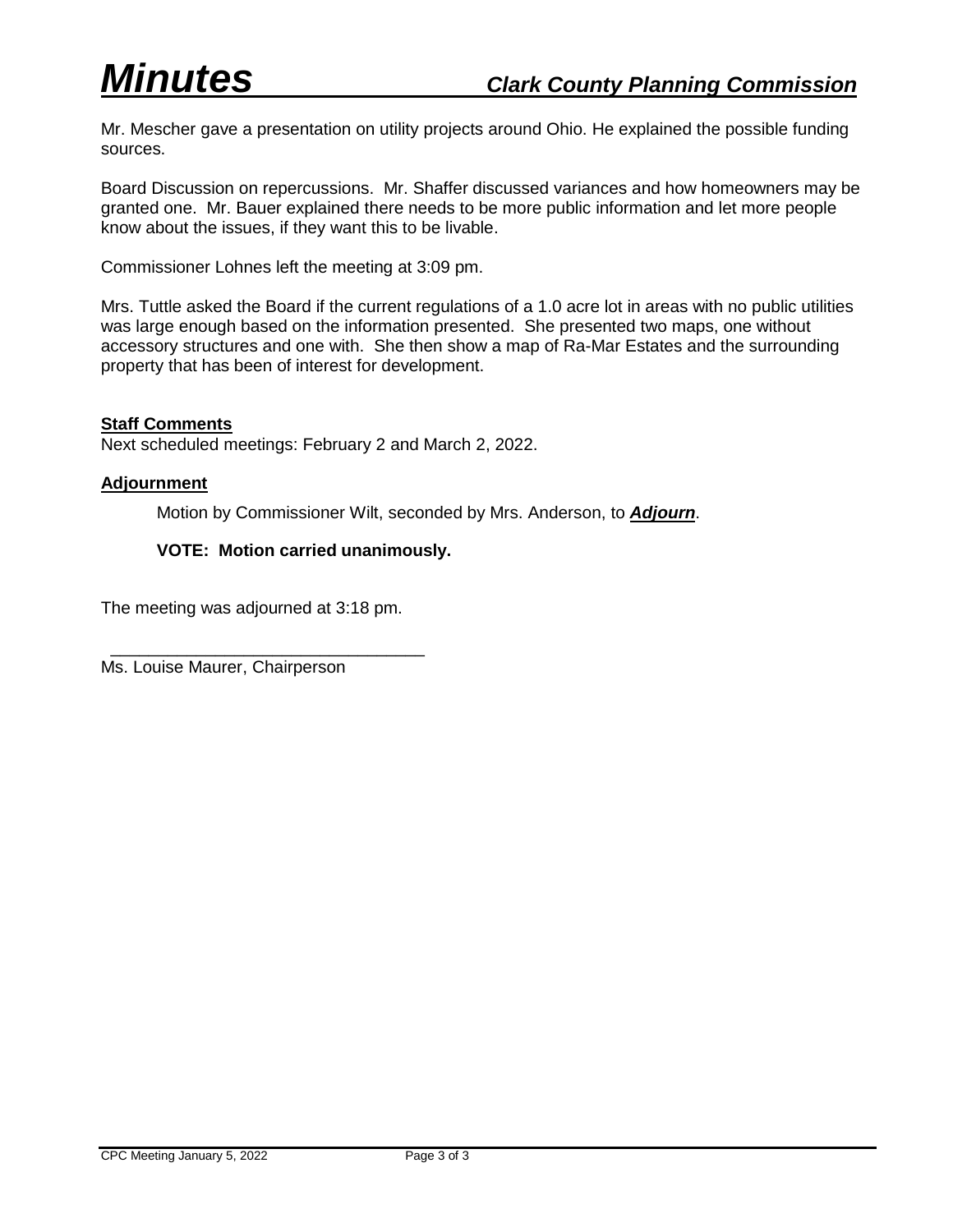Mr. Mescher gave a presentation on utility projects around Ohio. He explained the possible funding sources.

Board Discussion on repercussions. Mr. Shaffer discussed variances and how homeowners may be granted one. Mr. Bauer explained there needs to be more public information and let more people know about the issues, if they want this to be livable.

Commissioner Lohnes left the meeting at 3:09 pm.

Mrs. Tuttle asked the Board if the current regulations of a 1.0 acre lot in areas with no public utilities was large enough based on the information presented. She presented two maps, one without accessory structures and one with. She then show a map of Ra-Mar Estates and the surrounding property that has been of interest for development.

**Staff Comments**

Next scheduled meetings: February 2 and March 2, 2022.

**Adjournment**

Motion by Commissioner Wilt, seconded by Mrs. Anderson, to ***Adjourn***.

**VOTE: Motion carried unanimously.**

The meeting was adjourned at 3:18 pm.

\_\_\_\_\_\_\_\_\_\_\_\_\_\_\_\_\_\_\_\_\_\_\_\_\_\_\_\_\_\_\_\_\_\_

Ms. Louise Maurer, Chairperson